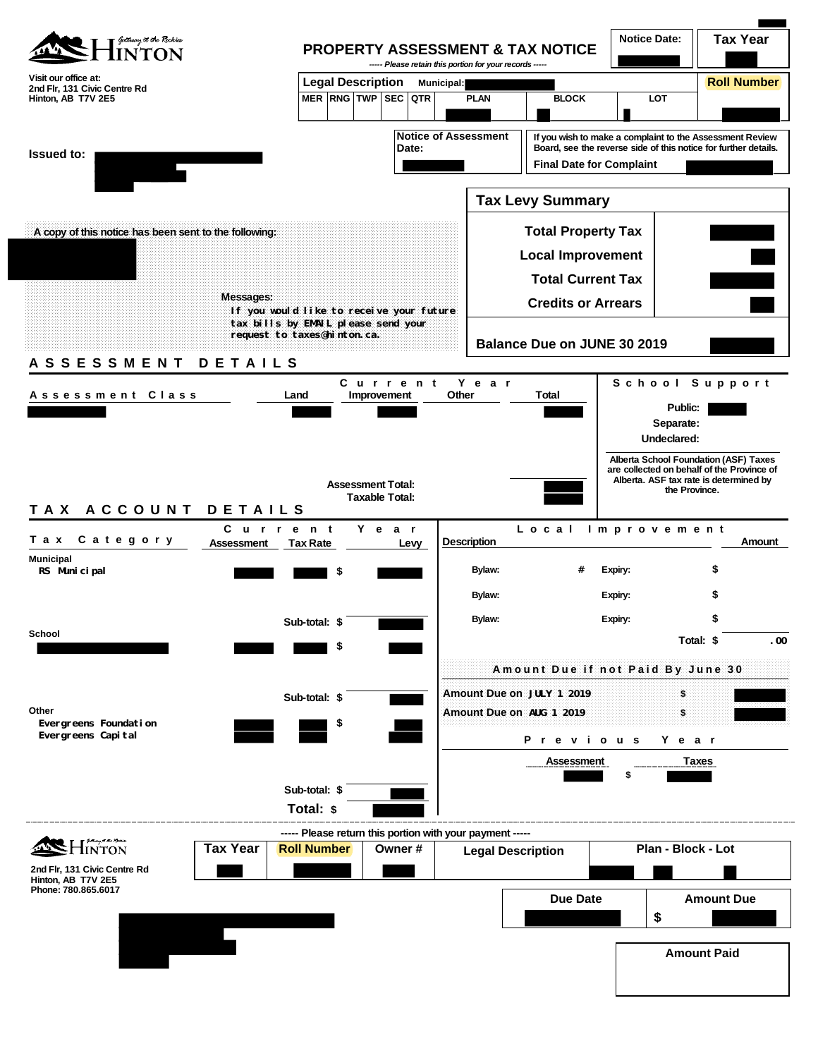# PROPERTY ASSESSMENT & TAX NOTICE

*----- Please retain this portion for your records -----*

**Hinton** — Gateway to the Rockies

Visit our office at:
2nd Flr, 131 Civic Centre Rd
Hinton, AB T7V 2E5

| Notice Date: | Tax Year |
|---|---|
| | |

**Legal Description** Municipal:

| MER | RNG | TWP | SEC | QTR | PLAN | BLOCK | LOT | Roll Number |
|---|---|---|---|---|---|---|---|---|
| | | | | | | | | |

**Issued to:**

**Notice of Assessment Date:**

If you wish to make a complaint to the Assessment Review Board, see the reverse side of this notice for further details.

**Final Date for Complaint**

A copy of this notice has been sent to the following:

Messages:
If you would like to receive your future tax bills by EMAIL please send your request to taxes@hinton.ca.

## Tax Levy Summary

| | |
|---|---|
| Total Property Tax | |
| Local Improvement | |
| Total Current Tax | |
| Credits or Arrears | |
| **Balance Due on JUNE 30 2019** | |

## ASSESSMENT DETAILS

| Assessment Class | Land | Improvement | Other | Total |
|---|---|---|---|---|
| | | | | |
| | | | Assessment Total: | |
| | | | Taxable Total: | |

**School Support**

Public:
Separate:
Undeclared:

Alberta School Foundation (ASF) Taxes are collected on behalf of the Province of Alberta. ASF tax rate is determined by the Province.

## TAX ACCOUNT DETAILS

| Tax Category | Current Year Assessment | Tax Rate | Levy |
|---|---|---|---|
| **Municipal** | | | |
| RS Municipal | | | $ |
| | | Sub-total: | $ |
| **School** | | | |
| | | | $ |
| | | Sub-total: | $ |
| **Other** | | | |
| Evergreens Foundation | | | $ |
| Evergreens Capital | | | |
| | | Sub-total: | $ |
| | | **Total:** | $ |

**Local Improvement**

| Description | | | | Amount |
|---|---|---|---|---|
| Bylaw: | # | Expiry: | | $ |
| Bylaw: | | Expiry: | | $ |
| Bylaw: | | Expiry: | | $ |
| | | | Total: | $ .00 |

**Amount Due if not Paid By June 30**

| | |
|---|---|
| Amount Due on JULY 1 2019 | $ |
| Amount Due on AUG 1 2019 | $ |

**Previous Year**

| Assessment | Taxes |
|---|---|
| | $ |

----- Please return this portion with your payment -----

**Hinton**

2nd Flr, 131 Civic Centre Rd
Hinton, AB T7V 2E5
Phone: 780.865.6017

| Tax Year | Roll Number | Owner # | Legal Description | Plan - Block - Lot |
|---|---|---|---|---|
| | | | | |

| Due Date | Amount Due |
|---|---|
| | $ |

**Amount Paid**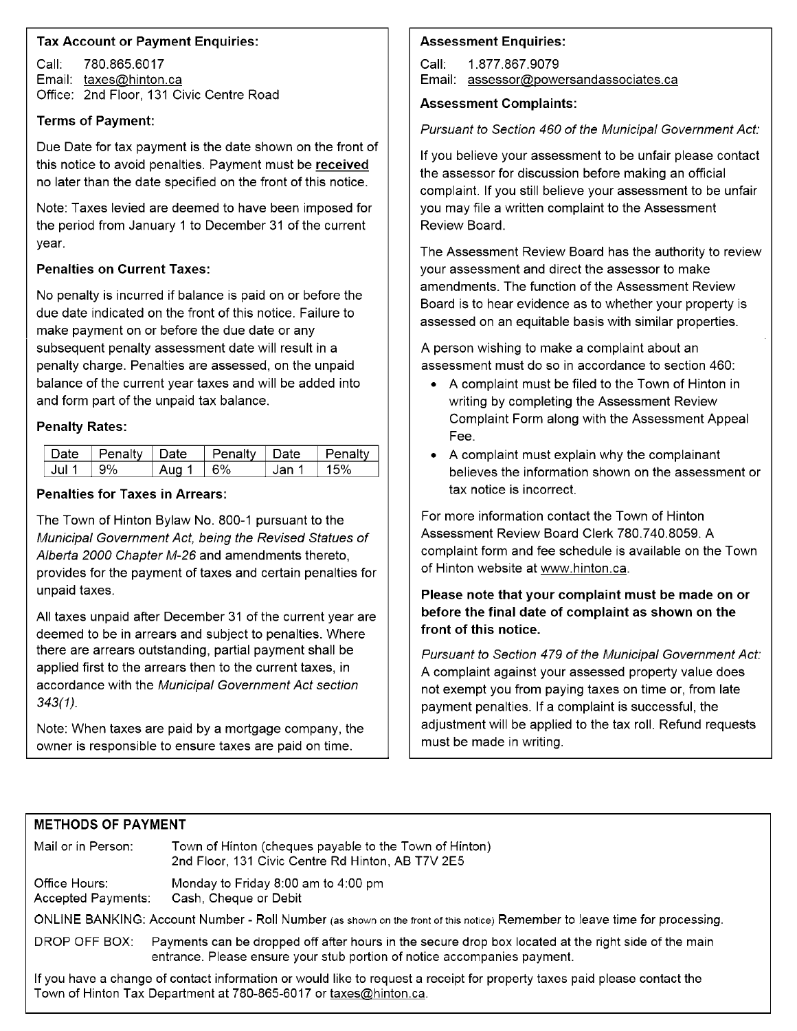### Tax Account or Payment Enquiries:

Call: 780.865.6017
Email: taxes@hinton.ca
Office: 2nd Floor, 131 Civic Centre Road

### Terms of Payment:

Due Date for tax payment is the date shown on the front of this notice to avoid penalties. Payment must be **received** no later than the date specified on the front of this notice.

Note: Taxes levied are deemed to have been imposed for the period from January 1 to December 31 of the current year.

### Penalties on Current Taxes:

No penalty is incurred if balance is paid on or before the due date indicated on the front of this notice. Failure to make payment on or before the due date or any subsequent penalty assessment date will result in a penalty charge. Penalties are assessed, on the unpaid balance of the current year taxes and will be added into and form part of the unpaid tax balance.

### Penalty Rates:

| Date | Penalty | Date | Penalty | Date | Penalty |
|---|---|---|---|---|---|
| Jul 1 | 9% | Aug 1 | 6% | Jan 1 | 15% |

### Penalties for Taxes in Arrears:

The Town of Hinton Bylaw No. 800-1 pursuant to the *Municipal Government Act, being the Revised Statues of Alberta 2000 Chapter M-26* and amendments thereto, provides for the payment of taxes and certain penalties for unpaid taxes.

All taxes unpaid after December 31 of the current year are deemed to be in arrears and subject to penalties. Where there are arrears outstanding, partial payment shall be applied first to the arrears then to the current taxes, in accordance with the *Municipal Government Act section 343(1)*.

Note: When taxes are paid by a mortgage company, the owner is responsible to ensure taxes are paid on time.

### Assessment Enquiries:

Call: 1.877.867.9079
Email: assessor@powersandassociates.ca

### Assessment Complaints:

*Pursuant to Section 460 of the Municipal Government Act:*

If you believe your assessment to be unfair please contact the assessor for discussion before making an official complaint. If you still believe your assessment to be unfair you may file a written complaint to the Assessment Review Board.

The Assessment Review Board has the authority to review your assessment and direct the assessor to make amendments. The function of the Assessment Review Board is to hear evidence as to whether your property is assessed on an equitable basis with similar properties.

A person wishing to make a complaint about an assessment must do so in accordance to section 460:

- A complaint must be filed to the Town of Hinton in writing by completing the Assessment Review Complaint Form along with the Assessment Appeal Fee.
- A complaint must explain why the complainant believes the information shown on the assessment or tax notice is incorrect.

For more information contact the Town of Hinton Assessment Review Board Clerk 780.740.8059. A complaint form and fee schedule is available on the Town of Hinton website at www.hinton.ca.

**Please note that your complaint must be made on or before the final date of complaint as shown on the front of this notice.**

*Pursuant to Section 479 of the Municipal Government Act:* A complaint against your assessed property value does not exempt you from paying taxes on time or, from late payment penalties. If a complaint is successful, the adjustment will be applied to the tax roll. Refund requests must be made in writing.

### METHODS OF PAYMENT

Mail or in Person: Town of Hinton (cheques payable to the Town of Hinton)
2nd Floor, 131 Civic Centre Rd Hinton, AB T7V 2E5

Office Hours: Monday to Friday 8:00 am to 4:00 pm
Accepted Payments: Cash, Cheque or Debit

ONLINE BANKING: Account Number - Roll Number (as shown on the front of this notice) Remember to leave time for processing.

DROP OFF BOX: Payments can be dropped off after hours in the secure drop box located at the right side of the main entrance. Please ensure your stub portion of notice accompanies payment.

If you have a change of contact information or would like to request a receipt for property taxes paid please contact the Town of Hinton Tax Department at 780-865-6017 or taxes@hinton.ca.